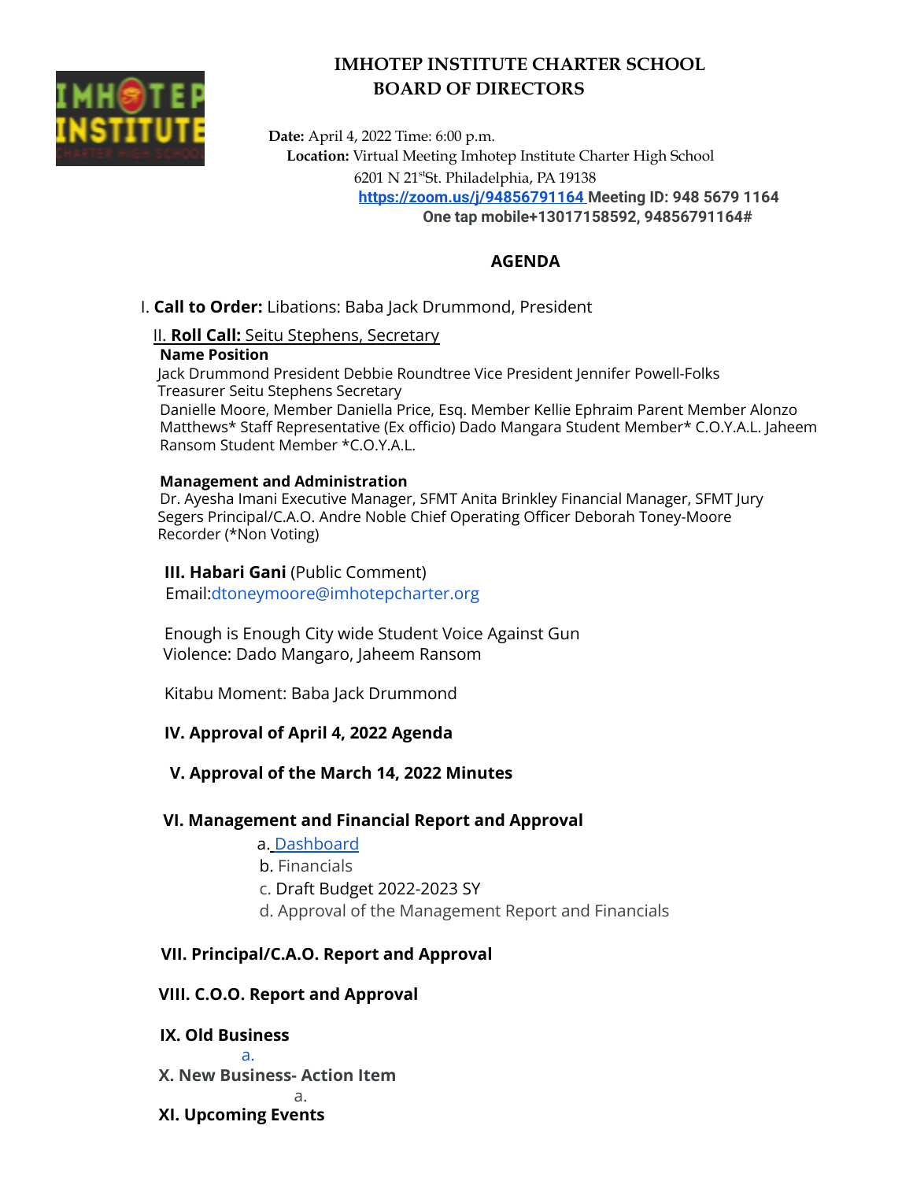# IMHOTEP INSTITUTE CHARTER SCHOOL
## BOARD OF DIRECTORS

**Date:** April 4, 2022 Time: 6:00 p.m.
**Location:** Virtual Meeting Imhotep Institute Charter High School
6201 N 21st St. Philadelphia, PA 19138
**https://zoom.us/j/94856791164 Meeting ID: 948 5679 1164**
**One tap mobile+13017158592, 94856791164#**

## AGENDA

I. **Call to Order:** Libations: Baba Jack Drummond, President

II. **Roll Call:** Seitu Stephens, Secretary

**Name Position**
Jack Drummond President Debbie Roundtree Vice President Jennifer Powell-Folks Treasurer Seitu Stephens Secretary
Danielle Moore, Member Daniella Price, Esq. Member Kellie Ephraim Parent Member Alonzo Matthews* Staff Representative (Ex officio) Dado Mangara Student Member* C.O.Y.A.L. Jaheem Ransom Student Member *C.O.Y.A.L.

**Management and Administration**
Dr. Ayesha Imani Executive Manager, SFMT Anita Brinkley Financial Manager, SFMT Jury Segers Principal/C.A.O. Andre Noble Chief Operating Officer Deborah Toney-Moore Recorder (*Non Voting)

**III. Habari Gani** (Public Comment)
Email:dtoneymoore@imhotepcharter.org

Enough is Enough City wide Student Voice Against Gun Violence: Dado Mangaro, Jaheem Ransom

Kitabu Moment: Baba Jack Drummond

**IV. Approval of April 4, 2022 Agenda**

**V. Approval of the March 14, 2022 Minutes**

**VI. Management and Financial Report and Approval**

a. Dashboard
b. Financials
c. Draft Budget 2022-2023 SY
d. Approval of the Management Report and Financials

**VII. Principal/C.A.O. Report and Approval**

**VIII. C.O.O. Report and Approval**

**IX. Old Business**

a.

**X. New Business- Action Item**

a.

**XI. Upcoming Events**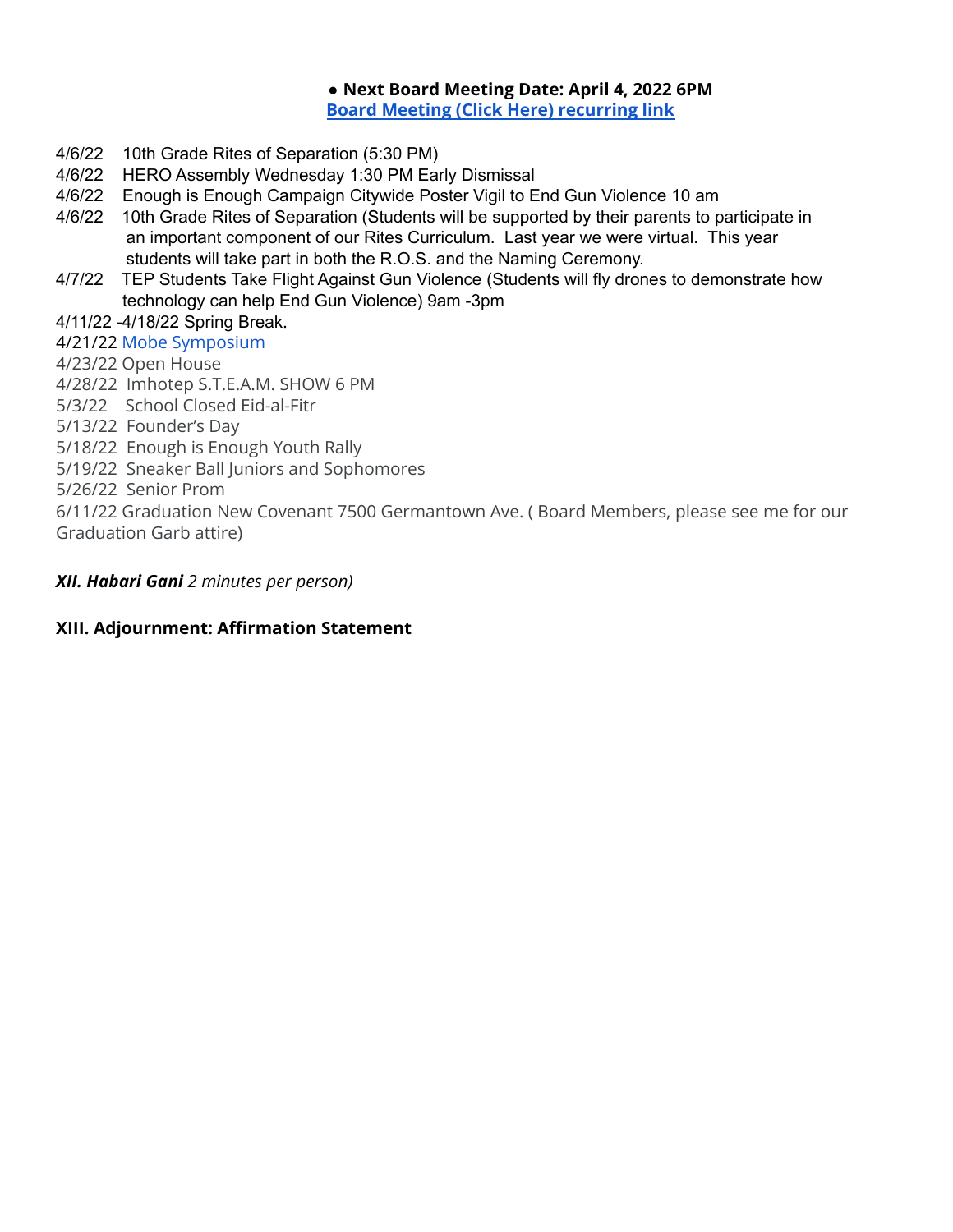**● Next Board Meeting Date: April 4, 2022 6PM**
**Board Meeting (Click Here) recurring link**

4/6/22 10th Grade Rites of Separation (5:30 PM)
4/6/22 HERO Assembly Wednesday 1:30 PM Early Dismissal
4/6/22 Enough is Enough Campaign Citywide Poster Vigil to End Gun Violence 10 am
4/6/22 10th Grade Rites of Separation (Students will be supported by their parents to participate in an important component of our Rites Curriculum. Last year we were virtual. This year students will take part in both the R.O.S. and the Naming Ceremony.
4/7/22 TEP Students Take Flight Against Gun Violence (Students will fly drones to demonstrate how technology can help End Gun Violence) 9am -3pm
4/11/22 -4/18/22 Spring Break.
4/21/22 Mobe Symposium
4/23/22 Open House
4/28/22 Imhotep S.T.E.A.M. SHOW 6 PM
5/3/22 School Closed Eid-al-Fitr
5/13/22 Founder's Day
5/18/22 Enough is Enough Youth Rally
5/19/22 Sneaker Ball Juniors and Sophomores
5/26/22 Senior Prom
6/11/22 Graduation New Covenant 7500 Germantown Ave. ( Board Members, please see me for our Graduation Garb attire)

***XII. Habari Gani*** *2 minutes per person)*

**XIII. Adjournment: Affirmation Statement**